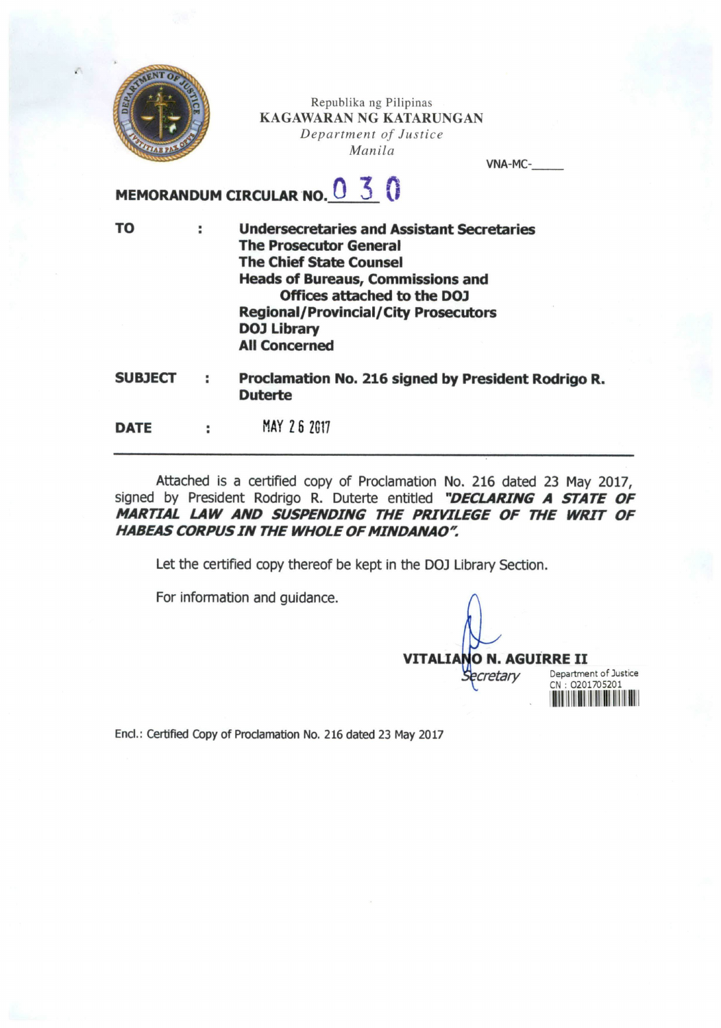Republika ng Pilipinas
KAGAWARAN NG KATARUNGAN
*Department of Justice*
*Manila*

VNA-MC-\_\_\_\_\_

**MEMORANDUM CIRCULAR NO. 030**

| | | |
|---|---|---|
| **TO** | : | **Undersecretaries and Assistant Secretaries**<br>**The Prosecutor General**<br>**The Chief State Counsel**<br>**Heads of Bureaus, Commissions and Offices attached to the DOJ**<br>**Regional/Provincial/City Prosecutors**<br>**DOJ Library**<br>**All Concerned** |
| **SUBJECT** | : | **Proclamation No. 216 signed by President Rodrigo R. Duterte** |
| **DATE** | : | MAY 26 2017 |

---

Attached is a certified copy of Proclamation No. 216 dated 23 May 2017, signed by President Rodrigo R. Duterte entitled ***"DECLARING A STATE OF MARTIAL LAW AND SUSPENDING THE PRIVILEGE OF THE WRIT OF HABEAS CORPUS IN THE WHOLE OF MINDANAO".***

Let the certified copy thereof be kept in the DOJ Library Section.

For information and guidance.

**VITALIANO N. AGUIRRE II**
*Secretary*

Department of Justice
CN : 0201705201

Encl.: Certified Copy of Proclamation No. 216 dated 23 May 2017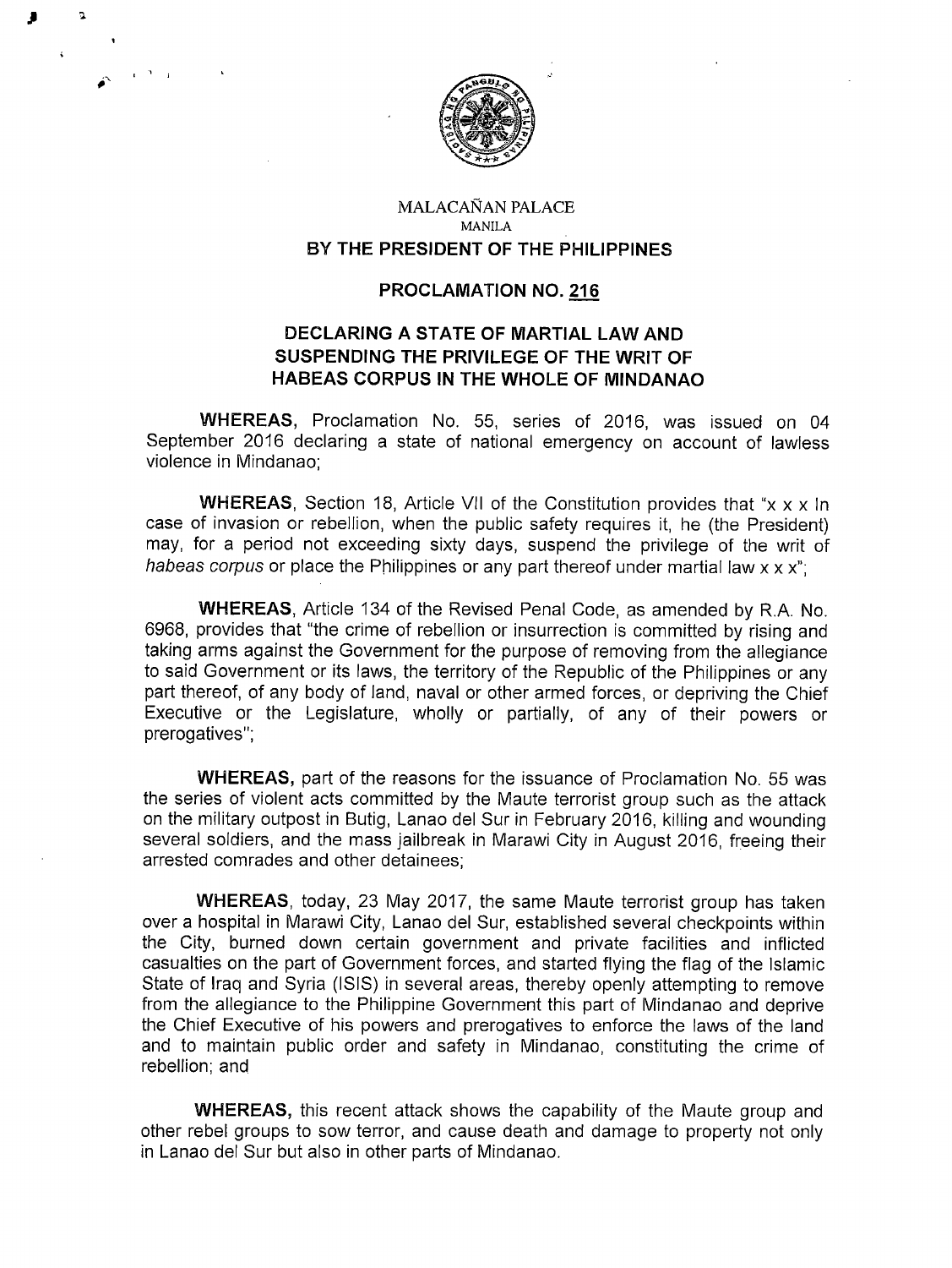MALACAÑAN PALACE
MANILA

**BY THE PRESIDENT OF THE PHILIPPINES**

**PROCLAMATION NO. 216**

**DECLARING A STATE OF MARTIAL LAW AND SUSPENDING THE PRIVILEGE OF THE WRIT OF HABEAS CORPUS IN THE WHOLE OF MINDANAO**

**WHEREAS,** Proclamation No. 55, series of 2016, was issued on 04 September 2016 declaring a state of national emergency on account of lawless violence in Mindanao;

**WHEREAS,** Section 18, Article VII of the Constitution provides that "x x x In case of invasion or rebellion, when the public safety requires it, he (the President) may, for a period not exceeding sixty days, suspend the privilege of the writ of *habeas corpus* or place the Philippines or any part thereof under martial law x x x";

**WHEREAS,** Article 134 of the Revised Penal Code, as amended by R.A. No. 6968, provides that "the crime of rebellion or insurrection is committed by rising and taking arms against the Government for the purpose of removing from the allegiance to said Government or its laws, the territory of the Republic of the Philippines or any part thereof, of any body of land, naval or other armed forces, or depriving the Chief Executive or the Legislature, wholly or partially, of any of their powers or prerogatives";

**WHEREAS,** part of the reasons for the issuance of Proclamation No. 55 was the series of violent acts committed by the Maute terrorist group such as the attack on the military outpost in Butig, Lanao del Sur in February 2016, killing and wounding several soldiers, and the mass jailbreak in Marawi City in August 2016, freeing their arrested comrades and other detainees;

**WHEREAS,** today, 23 May 2017, the same Maute terrorist group has taken over a hospital in Marawi City, Lanao del Sur, established several checkpoints within the City, burned down certain government and private facilities and inflicted casualties on the part of Government forces, and started flying the flag of the Islamic State of Iraq and Syria (ISIS) in several areas, thereby openly attempting to remove from the allegiance to the Philippine Government this part of Mindanao and deprive the Chief Executive of his powers and prerogatives to enforce the laws of the land and to maintain public order and safety in Mindanao, constituting the crime of rebellion; and

**WHEREAS,** this recent attack shows the capability of the Maute group and other rebel groups to sow terror, and cause death and damage to property not only in Lanao del Sur but also in other parts of Mindanao.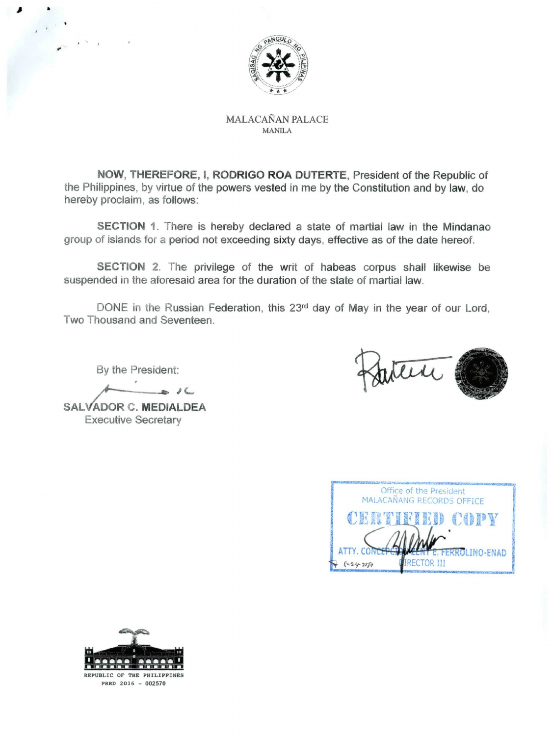MALACAÑAN PALACE
MANILA

**NOW, THEREFORE, I, RODRIGO ROA DUTERTE**, President of the Republic of the Philippines, by virtue of the powers vested in me by the Constitution and by law, do hereby proclaim, as follows:

**SECTION 1.** There is hereby declared a state of martial law in the Mindanao group of islands for a period not exceeding sixty days, effective as of the date hereof.

**SECTION 2.** The privilege of the writ of habeas corpus shall likewise be suspended in the aforesaid area for the duration of the state of martial law.

DONE in the Russian Federation, this 23rd day of May in the year of our Lord, Two Thousand and Seventeen.

By the President:

**SALVADOR C. MEDIALDEA**
Executive Secretary

Office of the President
MALACAÑANG RECORDS OFFICE
CERTIFIED COPY
ATTY. CONCEPCION ZENY E. FERROLINO-ENAD
DIRECTOR III

REPUBLIC OF THE PHILIPPINES
PRRD 2016 - 002570